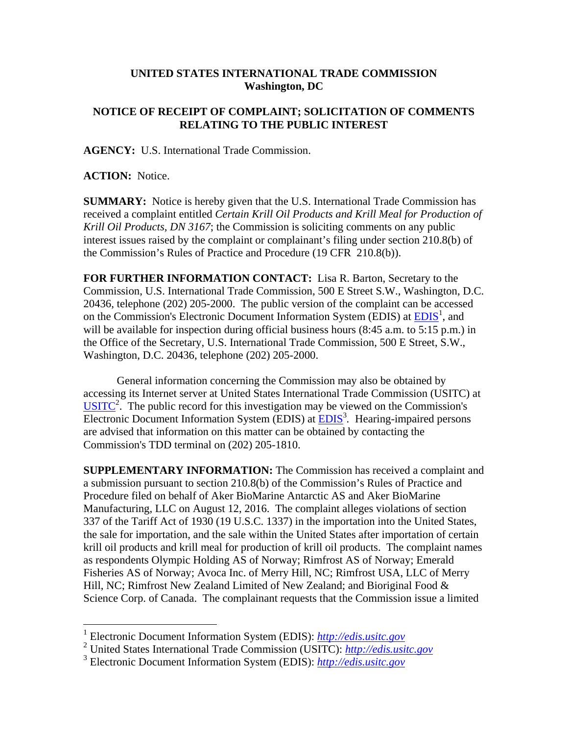**UNITED STATES INTERNATIONAL TRADE COMMISSION**
**Washington, DC**

**NOTICE OF RECEIPT OF COMPLAINT; SOLICITATION OF COMMENTS RELATING TO THE PUBLIC INTEREST**

**AGENCY:** U.S. International Trade Commission.

**ACTION:** Notice.

**SUMMARY:** Notice is hereby given that the U.S. International Trade Commission has received a complaint entitled *Certain Krill Oil Products and Krill Meal for Production of Krill Oil Products, DN 3167*; the Commission is soliciting comments on any public interest issues raised by the complaint or complainant's filing under section 210.8(b) of the Commission's Rules of Practice and Procedure (19 CFR 210.8(b)).

**FOR FURTHER INFORMATION CONTACT:** Lisa R. Barton, Secretary to the Commission, U.S. International Trade Commission, 500 E Street S.W., Washington, D.C. 20436, telephone (202) 205-2000. The public version of the complaint can be accessed on the Commission's Electronic Document Information System (EDIS) at EDIS[1], and will be available for inspection during official business hours (8:45 a.m. to 5:15 p.m.) in the Office of the Secretary, U.S. International Trade Commission, 500 E Street, S.W., Washington, D.C. 20436, telephone (202) 205-2000.

General information concerning the Commission may also be obtained by accessing its Internet server at United States International Trade Commission (USITC) at USITC[2]. The public record for this investigation may be viewed on the Commission's Electronic Document Information System (EDIS) at EDIS[3]. Hearing-impaired persons are advised that information on this matter can be obtained by contacting the Commission's TDD terminal on (202) 205-1810.

**SUPPLEMENTARY INFORMATION:** The Commission has received a complaint and a submission pursuant to section 210.8(b) of the Commission's Rules of Practice and Procedure filed on behalf of Aker BioMarine Antarctic AS and Aker BioMarine Manufacturing, LLC on August 12, 2016. The complaint alleges violations of section 337 of the Tariff Act of 1930 (19 U.S.C. 1337) in the importation into the United States, the sale for importation, and the sale within the United States after importation of certain krill oil products and krill meal for production of krill oil products. The complaint names as respondents Olympic Holding AS of Norway; Rimfrost AS of Norway; Emerald Fisheries AS of Norway; Avoca Inc. of Merry Hill, NC; Rimfrost USA, LLC of Merry Hill, NC; Rimfrost New Zealand Limited of New Zealand; and Bioriginal Food & Science Corp. of Canada. The complainant requests that the Commission issue a limited

---

[1] Electronic Document Information System (EDIS): *http://edis.usitc.gov*

[2] United States International Trade Commission (USITC): *http://edis.usitc.gov*

[3] Electronic Document Information System (EDIS): *http://edis.usitc.gov*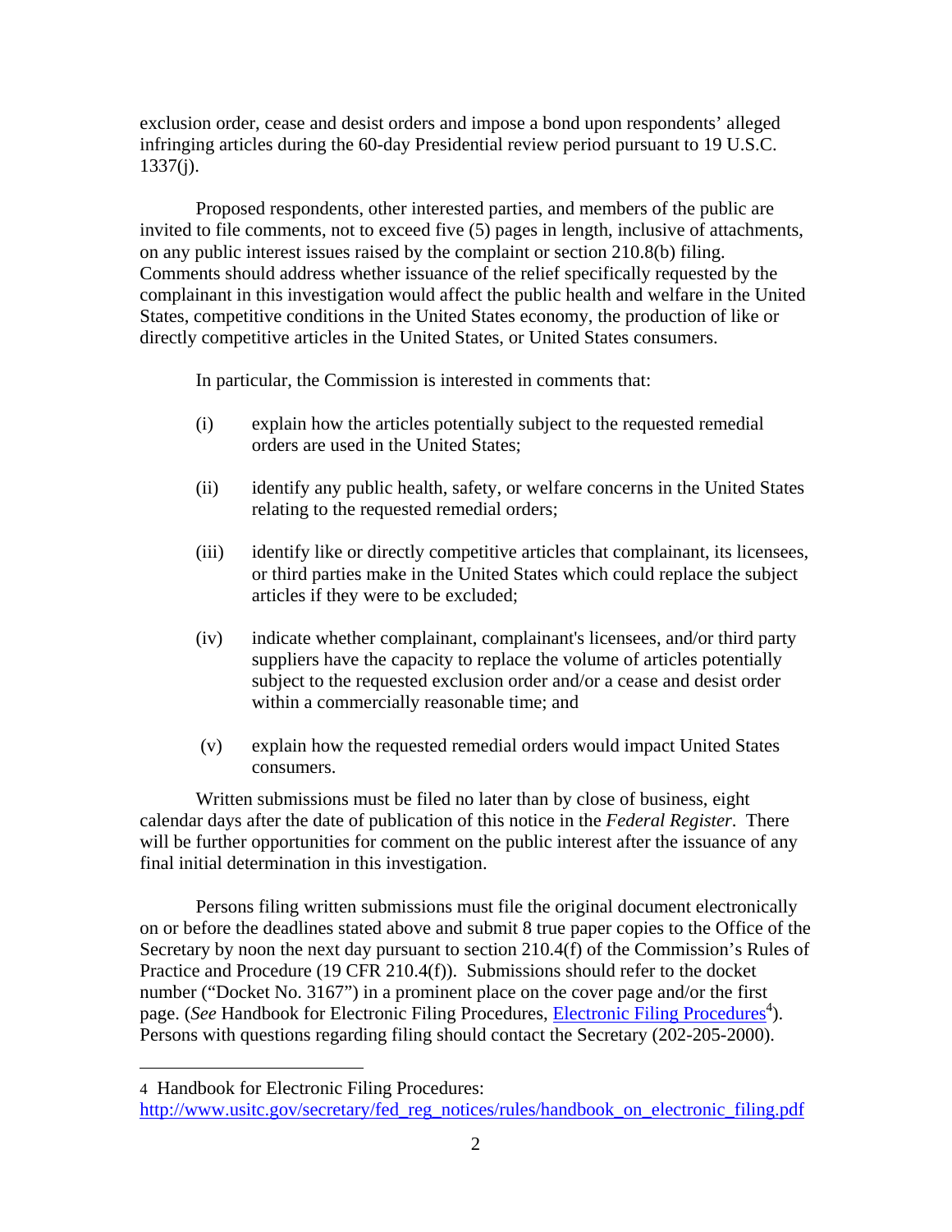exclusion order, cease and desist orders and impose a bond upon respondents' alleged infringing articles during the 60-day Presidential review period pursuant to 19 U.S.C. 1337(j).

Proposed respondents, other interested parties, and members of the public are invited to file comments, not to exceed five (5) pages in length, inclusive of attachments, on any public interest issues raised by the complaint or section 210.8(b) filing. Comments should address whether issuance of the relief specifically requested by the complainant in this investigation would affect the public health and welfare in the United States, competitive conditions in the United States economy, the production of like or directly competitive articles in the United States, or United States consumers.

In particular, the Commission is interested in comments that:

(i) explain how the articles potentially subject to the requested remedial orders are used in the United States;

(ii) identify any public health, safety, or welfare concerns in the United States relating to the requested remedial orders;

(iii) identify like or directly competitive articles that complainant, its licensees, or third parties make in the United States which could replace the subject articles if they were to be excluded;

(iv) indicate whether complainant, complainant's licensees, and/or third party suppliers have the capacity to replace the volume of articles potentially subject to the requested exclusion order and/or a cease and desist order within a commercially reasonable time; and

(v) explain how the requested remedial orders would impact United States consumers.

Written submissions must be filed no later than by close of business, eight calendar days after the date of publication of this notice in the *Federal Register*. There will be further opportunities for comment on the public interest after the issuance of any final initial determination in this investigation.

Persons filing written submissions must file the original document electronically on or before the deadlines stated above and submit 8 true paper copies to the Office of the Secretary by noon the next day pursuant to section 210.4(f) of the Commission's Rules of Practice and Procedure (19 CFR 210.4(f)). Submissions should refer to the docket number ("Docket No. 3167") in a prominent place on the cover page and/or the first page. (*See* Handbook for Electronic Filing Procedures, Electronic Filing Procedures[4]). Persons with questions regarding filing should contact the Secretary (202-205-2000).

---

4 Handbook for Electronic Filing Procedures: http://www.usitc.gov/secretary/fed_reg_notices/rules/handbook_on_electronic_filing.pdf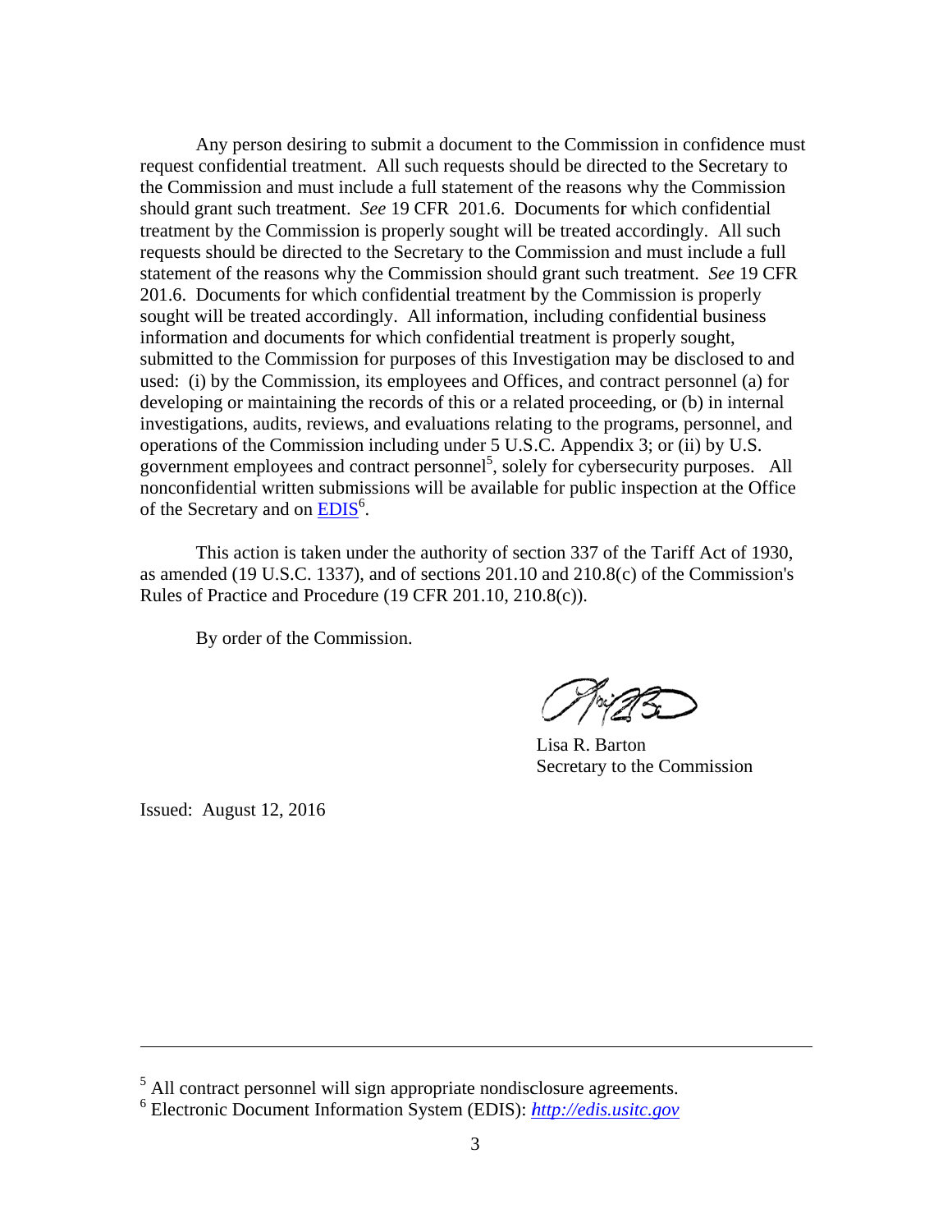Any person desiring to submit a document to the Commission in confidence must request confidential treatment. All such requests should be directed to the Secretary to the Commission and must include a full statement of the reasons why the Commission should grant such treatment. *See* 19 CFR 201.6. Documents for which confidential treatment by the Commission is properly sought will be treated accordingly. All such requests should be directed to the Secretary to the Commission and must include a full statement of the reasons why the Commission should grant such treatment. *See* 19 CFR 201.6. Documents for which confidential treatment by the Commission is properly sought will be treated accordingly. All information, including confidential business information and documents for which confidential treatment is properly sought, submitted to the Commission for purposes of this Investigation may be disclosed to and used: (i) by the Commission, its employees and Offices, and contract personnel (a) for developing or maintaining the records of this or a related proceeding, or (b) in internal investigations, audits, reviews, and evaluations relating to the programs, personnel, and operations of the Commission including under 5 U.S.C. Appendix 3; or (ii) by U.S. government employees and contract personnel[5], solely for cybersecurity purposes. All nonconfidential written submissions will be available for public inspection at the Office of the Secretary and on EDIS[6].

This action is taken under the authority of section 337 of the Tariff Act of 1930, as amended (19 U.S.C. 1337), and of sections 201.10 and 210.8(c) of the Commission's Rules of Practice and Procedure (19 CFR 201.10, 210.8(c)).

By order of the Commission.

Lisa R. Barton
Secretary to the Commission

Issued: August 12, 2016

---

[5] All contract personnel will sign appropriate nondisclosure agreements.

[6] Electronic Document Information System (EDIS): *http://edis.usitc.gov*